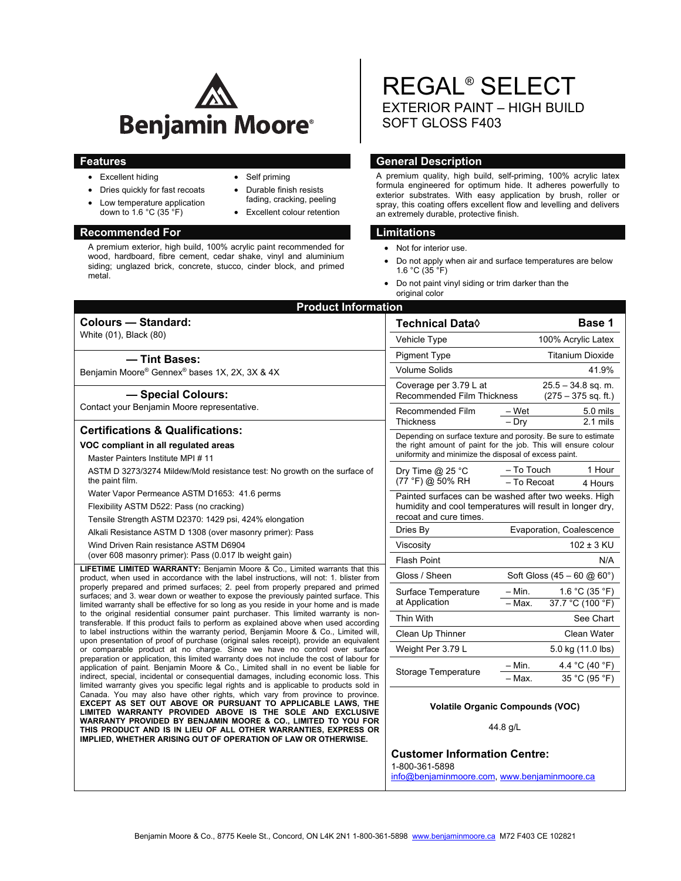Benjamin Moore®

# REGAL® SELECT

EXTERIOR PAINT – HIGH BUILD
SOFT GLOSS F403

## Features

- Excellent hiding
- Dries quickly for fast recoats
- Low temperature application down to 1.6 °C (35 °F)
- Self priming
- Durable finish resists fading, cracking, peeling
- Excellent colour retention

## General Description

A premium quality, high build, self-priming, 100% acrylic latex formula engineered for optimum hide. It adheres powerfully to exterior substrates. With easy application by brush, roller or spray, this coating offers excellent flow and levelling and delivers an extremely durable, protective finish.

## Recommended For

A premium exterior, high build, 100% acrylic paint recommended for wood, hardboard, fibre cement, cedar shake, vinyl and aluminium siding; unglazed brick, concrete, stucco, cinder block, and primed metal.

## Limitations

- Not for interior use.
- Do not apply when air and surface temperatures are below 1.6 °C (35 °F)
- Do not paint vinyl siding or trim darker than the original color

## Product Information

### Colours — Standard:

White (01), Black (80)

### — Tint Bases:

Benjamin Moore® Gennex® bases 1X, 2X, 3X & 4X

### — Special Colours:

Contact your Benjamin Moore representative.

### Certifications & Qualifications:

**VOC compliant in all regulated areas**

Master Painters Institute MPI # 11

ASTM D 3273/3274 Mildew/Mold resistance test: No growth on the surface of the paint film.

Water Vapor Permeance ASTM D1653: 41.6 perms

Flexibility ASTM D522: Pass (no cracking)

Tensile Strength ASTM D2370: 1429 psi, 424% elongation

Alkali Resistance ASTM D 1308 (over masonry primer): Pass

Wind Driven Rain resistance ASTM D6904 (over 608 masonry primer): Pass (0.017 lb weight gain)

**LIFETIME LIMITED WARRANTY:** Benjamin Moore & Co., Limited warrants that this product, when used in accordance with the label instructions, will not: 1. blister from properly prepared and primed surfaces; 2. peel from properly prepared and primed surfaces; and 3. wear down or weather to expose the previously painted surface. This limited warranty shall be effective for so long as you reside in your home and is made to the original residential consumer paint purchaser. This limited warranty is non-transferable. If this product fails to perform as explained above when used according to label instructions within the warranty period, Benjamin Moore & Co., Limited will, upon presentation of proof of purchase (original sales receipt), provide an equivalent or comparable product at no charge. Since we have no control over surface preparation or application, this limited warranty does not include the cost of labour for application of paint. Benjamin Moore & Co., Limited shall in no event be liable for indirect, special, incidental or consequential damages, including economic loss. This limited warranty gives you specific legal rights and is applicable to products sold in Canada. You may also have other rights, which vary from province to province. **EXCEPT AS SET OUT ABOVE OR PURSUANT TO APPLICABLE LAWS, THE LIMITED WARRANTY PROVIDED ABOVE IS THE SOLE AND EXCLUSIVE WARRANTY PROVIDED BY BENJAMIN MOORE & CO., LIMITED TO YOU FOR THIS PRODUCT AND IS IN LIEU OF ALL OTHER WARRANTIES, EXPRESS OR IMPLIED, WHETHER ARISING OUT OF OPERATION OF LAW OR OTHERWISE.**

| Technical Data◊ | | Base 1 |
|---|---|---|
| Vehicle Type | | 100% Acrylic Latex |
| Pigment Type | | Titanium Dioxide |
| Volume Solids | | 41.9% |
| Coverage per 3.79 L at Recommended Film Thickness | | 25.5 – 34.8 sq. m. (275 – 375 sq. ft.) |
| Recommended Film Thickness | – Wet | 5.0 mils |
| | – Dry | 2.1 mils |
| Depending on surface texture and porosity. Be sure to estimate the right amount of paint for the job. This will ensure colour uniformity and minimize the disposal of excess paint. | | |
| Dry Time @ 25 °C (77 °F) @ 50% RH | – To Touch | 1 Hour |
| | – To Recoat | 4 Hours |
| Painted surfaces can be washed after two weeks. High humidity and cool temperatures will result in longer dry, recoat and cure times. | | |
| Dries By | | Evaporation, Coalescence |
| Viscosity | | 102 ± 3 KU |
| Flash Point | | N/A |
| Gloss / Sheen | | Soft Gloss (45 – 60 @ 60°) |
| Surface Temperature at Application | – Min. | 1.6 °C (35 °F) |
| | – Max. | 37.7 °C (100 °F) |
| Thin With | | See Chart |
| Clean Up Thinner | | Clean Water |
| Weight Per 3.79 L | | 5.0 kg (11.0 lbs) |
| Storage Temperature | – Min. | 4.4 °C (40 °F) |
| | – Max. | 35 °C (95 °F) |

**Volatile Organic Compounds (VOC)**

44.8 g/L

### Customer Information Centre:

1-800-361-5898
info@benjaminmoore.com, www.benjaminmoore.ca

Benjamin Moore & Co., 8775 Keele St., Concord, ON L4K 2N1 1-800-361-5898 www.benjaminmoore.ca M72 F403 CE 102821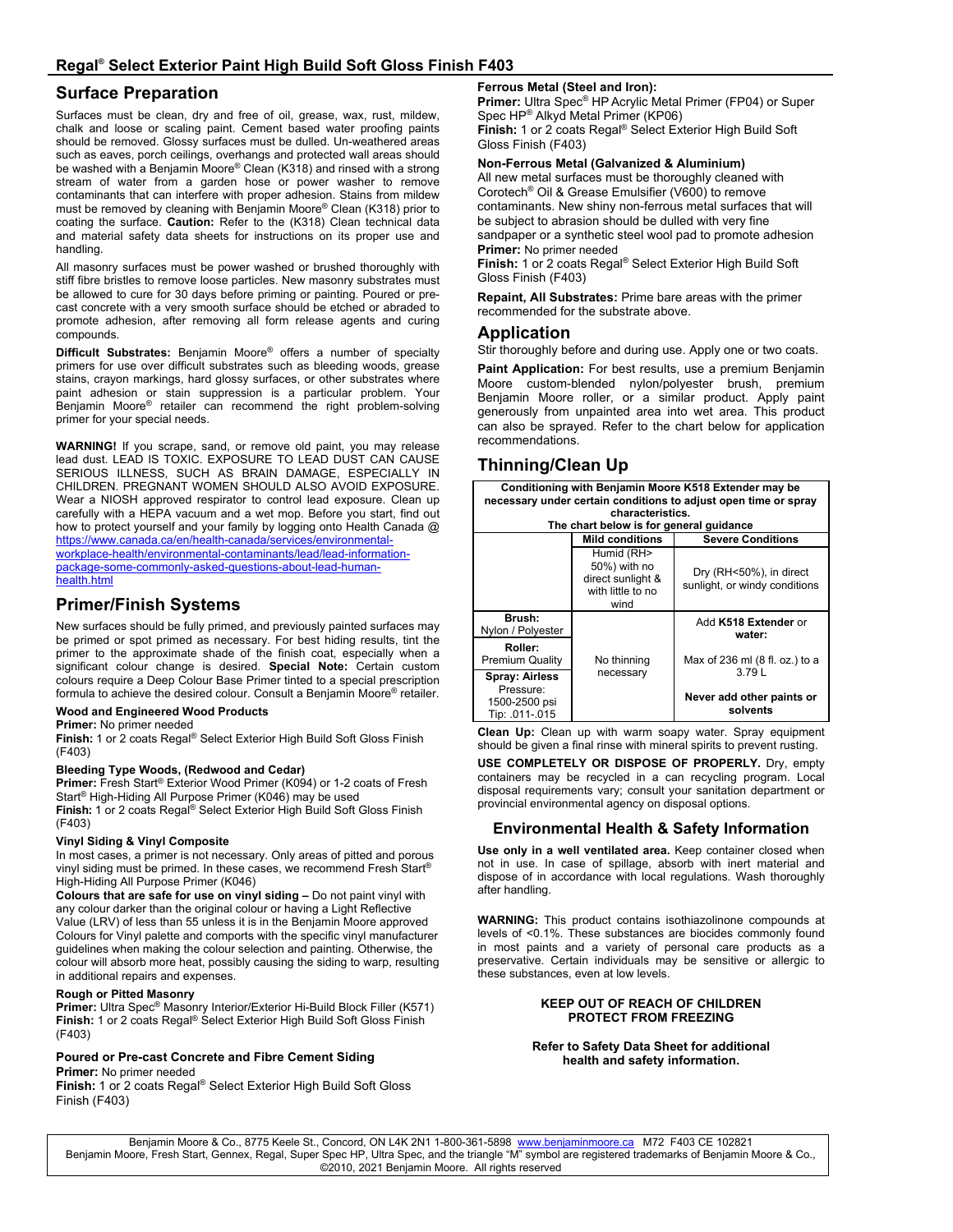## Regal® Select Exterior Paint High Build Soft Gloss Finish F403

## Surface Preparation

Surfaces must be clean, dry and free of oil, grease, wax, rust, mildew, chalk and loose or scaling paint. Cement based water proofing paints should be removed. Glossy surfaces must be dulled. Un-weathered areas such as eaves, porch ceilings, overhangs and protected wall areas should be washed with a Benjamin Moore® Clean (K318) and rinsed with a strong stream of water from a garden hose or power washer to remove contaminants that can interfere with proper adhesion. Stains from mildew must be removed by cleaning with Benjamin Moore® Clean (K318) prior to coating the surface. **Caution:** Refer to the (K318) Clean technical data and material safety data sheets for instructions on its proper use and handling.

All masonry surfaces must be power washed or brushed thoroughly with stiff fibre bristles to remove loose particles. New masonry substrates must be allowed to cure for 30 days before priming or painting. Poured or pre-cast concrete with a very smooth surface should be etched or abraded to promote adhesion, after removing all form release agents and curing compounds.

**Difficult Substrates:** Benjamin Moore® offers a number of specialty primers for use over difficult substrates such as bleeding woods, grease stains, crayon markings, hard glossy surfaces, or other substrates where paint adhesion or stain suppression is a particular problem. Your Benjamin Moore® retailer can recommend the right problem-solving primer for your special needs.

**WARNING!** If you scrape, sand, or remove old paint, you may release lead dust. LEAD IS TOXIC. EXPOSURE TO LEAD DUST CAN CAUSE SERIOUS ILLNESS, SUCH AS BRAIN DAMAGE, ESPECIALLY IN CHILDREN. PREGNANT WOMEN SHOULD ALSO AVOID EXPOSURE. Wear a NIOSH approved respirator to control lead exposure. Clean up carefully with a HEPA vacuum and a wet mop. Before you start, find out how to protect yourself and your family by logging onto Health Canada @ https://www.canada.ca/en/health-canada/services/environmental-workplace-health/environmental-contaminants/lead/lead-information-package-some-commonly-asked-questions-about-lead-human-health.html

## Primer/Finish Systems

New surfaces should be fully primed, and previously painted surfaces may be primed or spot primed as necessary. For best hiding results, tint the primer to the approximate shade of the finish coat, especially when a significant colour change is desired. **Special Note:** Certain custom colours require a Deep Colour Base Primer tinted to a special prescription formula to achieve the desired colour. Consult a Benjamin Moore® retailer.

### Wood and Engineered Wood Products

**Primer:** No primer needed
**Finish:** 1 or 2 coats Regal® Select Exterior High Build Soft Gloss Finish (F403)

### Bleeding Type Woods, (Redwood and Cedar)

**Primer:** Fresh Start® Exterior Wood Primer (K094) or 1-2 coats of Fresh Start® High-Hiding All Purpose Primer (K046) may be used
**Finish:** 1 or 2 coats Regal® Select Exterior High Build Soft Gloss Finish (F403)

### Vinyl Siding & Vinyl Composite

In most cases, a primer is not necessary. Only areas of pitted and porous vinyl siding must be primed. In these cases, we recommend Fresh Start® High-Hiding All Purpose Primer (K046)

**Colours that are safe for use on vinyl siding –** Do not paint vinyl with any colour darker than the original colour or having a Light Reflective Value (LRV) of less than 55 unless it is in the Benjamin Moore approved Colours for Vinyl palette and comports with the specific vinyl manufacturer guidelines when making the colour selection and painting. Otherwise, the colour will absorb more heat, possibly causing the siding to warp, resulting in additional repairs and expenses.

### Rough or Pitted Masonry

**Primer:** Ultra Spec® Masonry Interior/Exterior Hi-Build Block Filler (K571)
**Finish:** 1 or 2 coats Regal® Select Exterior High Build Soft Gloss Finish (F403)

### Poured or Pre-cast Concrete and Fibre Cement Siding

**Primer:** No primer needed
**Finish:** 1 or 2 coats Regal® Select Exterior High Build Soft Gloss Finish (F403)

### Ferrous Metal (Steel and Iron):

**Primer:** Ultra Spec® HP Acrylic Metal Primer (FP04) or Super Spec HP® Alkyd Metal Primer (KP06)
**Finish:** 1 or 2 coats Regal® Select Exterior High Build Soft Gloss Finish (F403)

### Non-Ferrous Metal (Galvanized & Aluminium)

All new metal surfaces must be thoroughly cleaned with Corotech® Oil & Grease Emulsifier (V600) to remove contaminants. New shiny non-ferrous metal surfaces that will be subject to abrasion should be dulled with very fine sandpaper or a synthetic steel wool pad to promote adhesion
**Primer:** No primer needed
**Finish:** 1 or 2 coats Regal® Select Exterior High Build Soft Gloss Finish (F403)

**Repaint, All Substrates:** Prime bare areas with the primer recommended for the substrate above.

## Application

Stir thoroughly before and during use. Apply one or two coats.

**Paint Application:** For best results, use a premium Benjamin Moore custom-blended nylon/polyester brush, premium Benjamin Moore roller, or a similar product. Apply paint generously from unpainted area into wet area. This product can also be sprayed. Refer to the chart below for application recommendations.

## Thinning/Clean Up

**Conditioning with Benjamin Moore K518 Extender may be necessary under certain conditions to adjust open time or spray characteristics.**
**The chart below is for general guidance**

| | Mild conditions | Severe Conditions |
|---|---|---|
| | Humid (RH> 50%) with no direct sunlight & with little to no wind | Dry (RH<50%), in direct sunlight, or windy conditions |
| **Brush:** Nylon / Polyester | No thinning necessary | Add **K518 Extender** or **water:** Max of 236 ml (8 fl. oz.) to a 3.79 L **Never add other paints or solvents** |
| **Roller:** Premium Quality | | |
| **Spray: Airless** Pressure: 1500-2500 psi Tip: .011-.015 | | |

**Clean Up:** Clean up with warm soapy water. Spray equipment should be given a final rinse with mineral spirits to prevent rusting.

**USE COMPLETELY OR DISPOSE OF PROPERLY.** Dry, empty containers may be recycled in a can recycling program. Local disposal requirements vary; consult your sanitation department or provincial environmental agency on disposal options.

## Environmental Health & Safety Information

**Use only in a well ventilated area.** Keep container closed when not in use. In case of spillage, absorb with inert material and dispose of in accordance with local regulations. Wash thoroughly after handling.

**WARNING:** This product contains isothiazolinone compounds at levels of <0.1%. These substances are biocides commonly found in most paints and a variety of personal care products as a preservative. Certain individuals may be sensitive or allergic to these substances, even at low levels.

**KEEP OUT OF REACH OF CHILDREN**
**PROTECT FROM FREEZING**

**Refer to Safety Data Sheet for additional health and safety information.**

Benjamin Moore & Co., 8775 Keele St., Concord, ON L4K 2N1 1-800-361-5898 www.benjaminmoore.ca M72 F403 CE 102821
Benjamin Moore, Fresh Start, Gennex, Regal, Super Spec HP, Ultra Spec, and the triangle "M" symbol are registered trademarks of Benjamin Moore & Co., ©2010, 2021 Benjamin Moore. All rights reserved